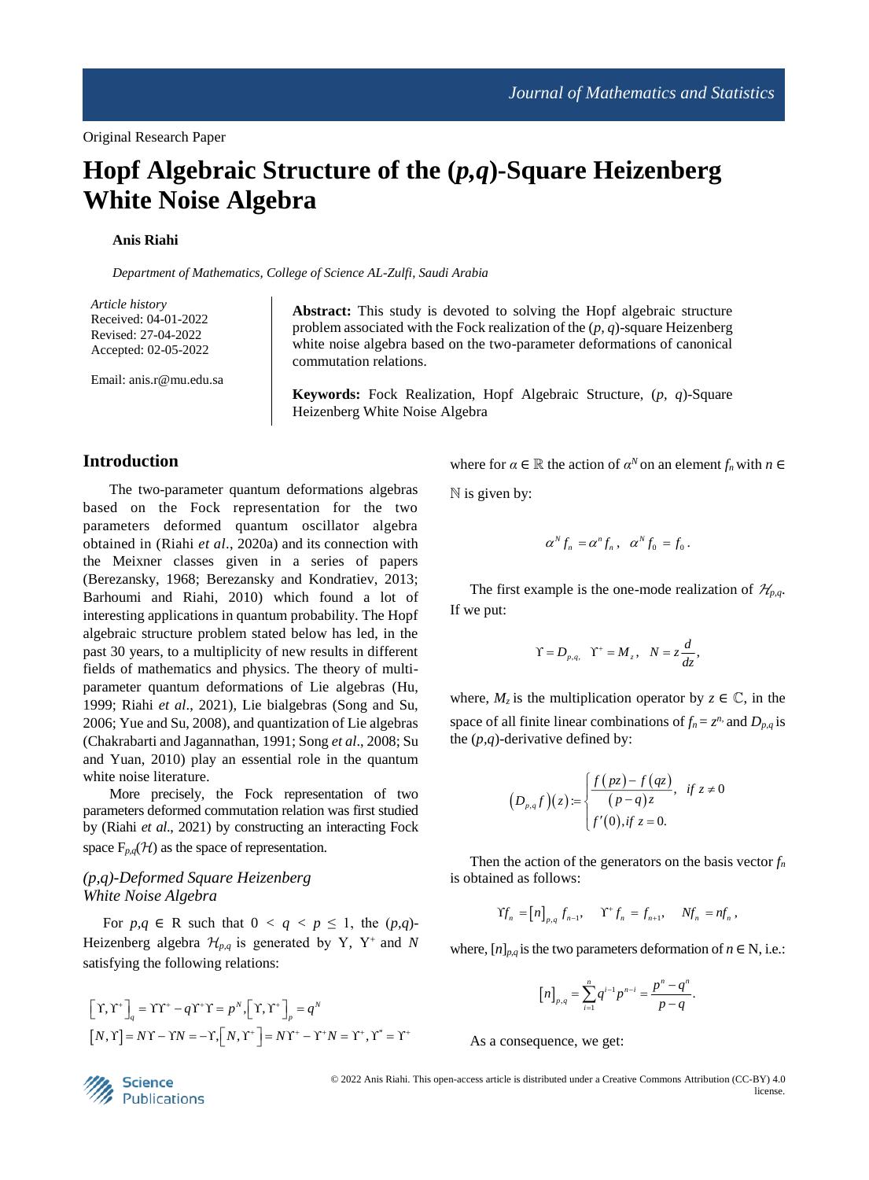Original Research Paper

# Hopf Algebraic Structure of the (*p*,*q*)-Square Heizenberg White Noise Algebra

**Anis Riahi**

*Department of Mathematics, College of Science AL-Zulfi, Saudi Arabia*

*Article history*
Received: 04-01-2022
Revised: 27-04-2022
Accepted: 02-05-2022

Email: anis.r@mu.edu.sa

**Abstract:** This study is devoted to solving the Hopf algebraic structure problem associated with the Fock realization of the $(p, q)$-square Heizenberg white noise algebra based on the two-parameter deformations of canonical commutation relations.

**Keywords:** Fock Realization, Hopf Algebraic Structure, $(p, q)$-Square Heizenberg White Noise Algebra

## Introduction

The two-parameter quantum deformations algebras based on the Fock representation for the two parameters deformed quantum oscillator algebra obtained in (Riahi *et al*., 2020a) and its connection with the Meixner classes given in a series of papers (Berezansky, 1968; Berezansky and Kondratiev, 2013; Barhoumi and Riahi, 2010) which found a lot of interesting applications in quantum probability. The Hopf algebraic structure problem stated below has led, in the past 30 years, to a multiplicity of new results in different fields of mathematics and physics. The theory of multi-parameter quantum deformations of Lie algebras (Hu, 1999; Riahi *et al*., 2021), Lie bialgebras (Song and Su, 2006; Yue and Su, 2008), and quantization of Lie algebras (Chakrabarti and Jagannathan, 1991; Song *et al*., 2008; Su and Yuan, 2010) play an essential role in the quantum white noise literature.

More precisely, the Fock representation of two parameters deformed commutation relation was first studied by (Riahi *et al*., 2021) by constructing an interacting Fock space $F_{p,q}(\mathcal{H})$ as the space of representation.

### *(p,q)-Deformed Square Heizenberg White Noise Algebra*

For $p,q \in$ R such that $0 < q < p \leq 1$, the $(p,q)$-Heizenberg algebra $\mathcal{H}_{p,q}$ is generated by $\Upsilon$, $\Upsilon^+$ and $N$ satisfying the following relations:

$$\left[\Upsilon,\Upsilon^+\right]_q = \Upsilon\Upsilon^+ - q\Upsilon^+\Upsilon = p^N, \left[\Upsilon,\Upsilon^+\right]_p = q^N$$
$$\left[N,\Upsilon\right] = N\Upsilon - \Upsilon N = -\Upsilon, \left[N,\Upsilon^+\right] = N\Upsilon^+ - \Upsilon^+ N = \Upsilon^+, \Upsilon^* = \Upsilon^+$$

where for $\alpha \in \mathbb{R}$ the action of $\alpha^N$ on an element $f_n$ with $n \in \mathbb{N}$ is given by:

$$\alpha^N f_n = \alpha^n f_n, \quad \alpha^N f_0 = f_0.$$

The first example is the one-mode realization of $\mathcal{H}_{p,q}$. If we put:

$$\Upsilon = D_{p,q}, \quad \Upsilon^+ = M_z, \quad N = z\frac{d}{dz},$$

where, $M_z$ is the multiplication operator by $z \in \mathbb{C}$, in the space of all finite linear combinations of $f_n = z^n$, and $D_{p,q}$ is the $(p,q)$-derivative defined by:

$$\left(D_{p,q}f\right)(z) := \begin{cases} \dfrac{f(pz) - f(qz)}{(p-q)z}, & \text{if } z \neq 0 \\ f'(0), \text{if } z = 0. \end{cases}$$

Then the action of the generators on the basis vector $f_n$ is obtained as follows:

$$\Upsilon f_n = [n]_{p,q} f_{n-1}, \quad \Upsilon^+ f_n = f_{n+1}, \quad N f_n = n f_n,$$

where, $[n]_{p,q}$ is the two parameters deformation of $n \in$ N, i.e.:

$$[n]_{p,q} = \sum_{i=1}^{n} q^{i-1} p^{n-i} = \frac{p^n - q^n}{p - q}.$$

As a consequence, we get:

© 2022 Anis Riahi. This open-access article is distributed under a Creative Commons Attribution (CC-BY) 4.0 license.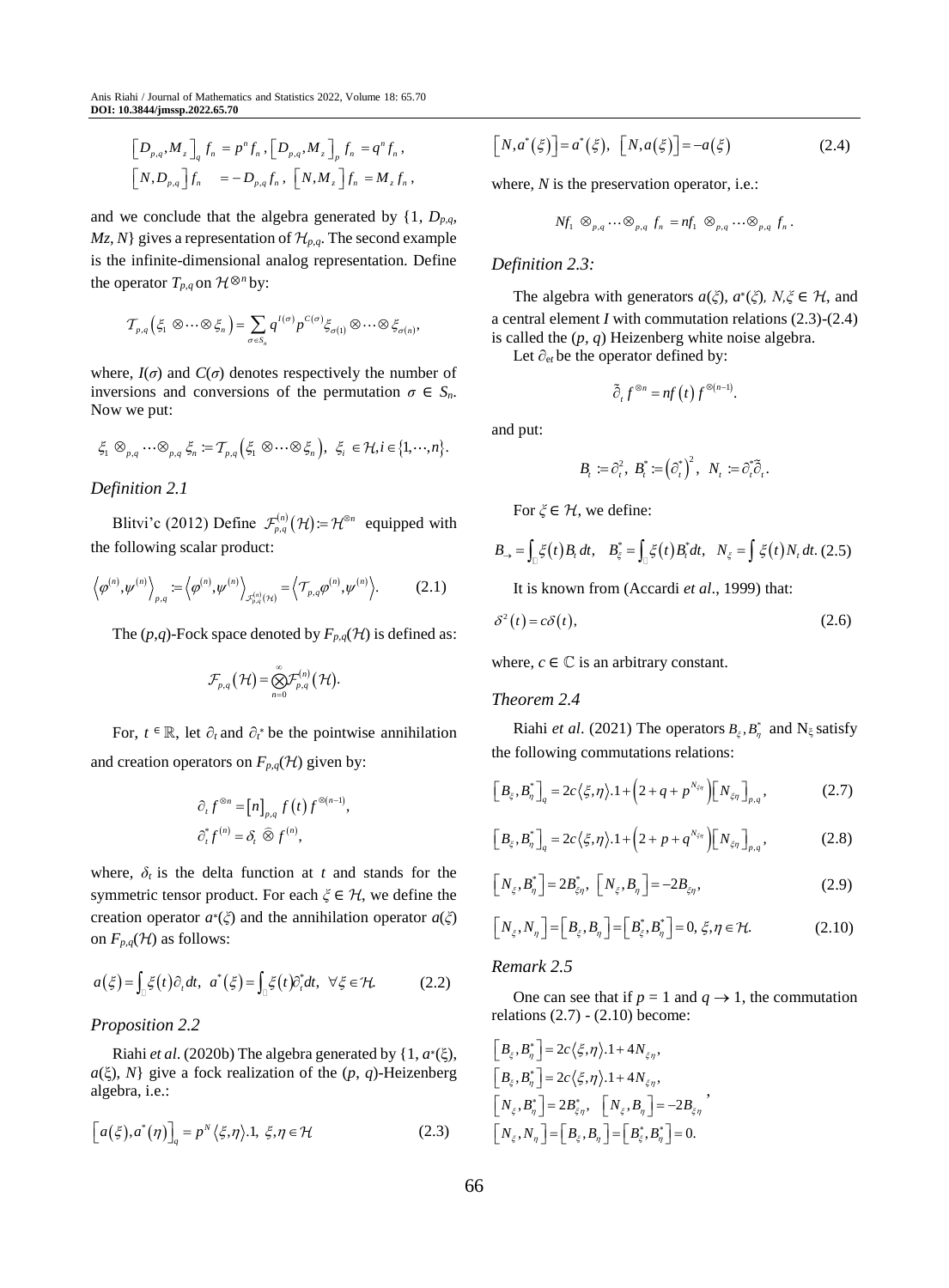$$\left[D_{p,q}, M_z\right]_q f_n = p^n f_n, \left[D_{p,q}, M_z\right]_p f_n = q^n f_n,$$
$$\left[N, D_{p,q}\right] f_n = -D_{p,q} f_n, \left[N, M_z\right] f_n = M_z f_n,$$

and we conclude that the algebra generated by {1, $D_{p,q}$, $Mz$, $N$} gives a representation of $\mathcal{H}_{p,q}$. The second example is the infinite-dimensional analog representation. Define the operator $T_{p,q}$ on $\mathcal{H}^{\otimes n}$ by:

$$\mathcal{T}_{p,q}\left(\xi_1 \otimes \cdots \otimes \xi_n\right) = \sum_{\sigma \in S_n} q^{I(\sigma)} p^{C(\sigma)} \xi_{\sigma(1)} \otimes \cdots \otimes \xi_{\sigma(n)},$$

where, $I(\sigma)$ and $C(\sigma)$ denotes respectively the number of inversions and conversions of the permutation $\sigma \in S_n$. Now we put:

$$\xi_1 \otimes_{p,q} \cdots \otimes_{p,q} \xi_n := \mathcal{T}_{p,q}\left(\xi_1 \otimes \cdots \otimes \xi_n\right), \ \xi_i \in \mathcal{H}, i \in \{1, \cdots, n\}.$$

### *Definition 2.1*

Blitvi'c (2012) Define $\mathcal{F}_{p,q}^{(n)}(\mathcal{H}) := \mathcal{H}^{\otimes n}$ equipped with the following scalar product:

$$\left\langle \varphi^{(n)}, \psi^{(n)} \right\rangle_{p,q} := \left\langle \varphi^{(n)}, \psi^{(n)} \right\rangle_{\mathcal{F}_{p,q}^{(n)}(\mathcal{H})} = \left\langle \mathcal{T}_{p,q} \varphi^{(n)}, \psi^{(n)} \right\rangle. \tag{2.1}$$

The $(p,q)$-Fock space denoted by $F_{p,q}(\mathcal{H})$ is defined as:

$$\mathcal{F}_{p,q}(\mathcal{H}) = \bigotimes_{n=0}^{\infty} \mathcal{F}_{p,q}^{(n)}(\mathcal{H}).$$

For, $t \in \mathbb{R}$, let $\partial_t$ and $\partial_t^*$ be the pointwise annihilation and creation operators on $F_{p,q}(\mathcal{H})$ given by:

$$\partial_t f^{\otimes n} = [n]_{p,q} f(t) f^{\otimes(n-1)},$$
$$\partial_t^* f^{(n)} = \delta_t \widehat{\otimes} f^{(n)},$$

where, $\delta_t$ is the delta function at $t$ and stands for the symmetric tensor product. For each $\xi \in \mathcal{H}$, we define the creation operator $a^*(\xi)$ and the annihilation operator $a(\xi)$ on $F_{p,q}(\mathcal{H})$ as follows:

$$a(\xi) = \int_{\mathbb{R}} \xi(t) \partial_t dt, \ a^*(\xi) = \int_{\mathbb{R}} \xi(t) \partial_t^* dt, \ \forall \xi \in \mathcal{H}. \tag{2.2}$$

### *Proposition 2.2*

Riahi *et al*. (2020b) The algebra generated by {1, $a^*(\xi)$, $a(\xi)$, $N$} give a fock realization of the $(p, q)$-Heizenberg algebra, i.e.:

$$\left[a(\xi), a^*(\eta)\right]_q = p^N \langle \xi, \eta \rangle .1, \ \xi, \eta \in \mathcal{H} \tag{2.3}$$

$$\left[N, a^*(\xi)\right] = a^*(\xi), \ \left[N, a(\xi)\right] = -a(\xi) \tag{2.4}$$

where, $N$ is the preservation operator, i.e.:

$$N f_1 \otimes_{p,q} \cdots \otimes_{p,q} f_n = n f_1 \otimes_{p,q} \cdots \otimes_{p,q} f_n.$$

### *Definition 2.3:*

The algebra with generators $a(\xi)$, $a^*(\xi)$, $N, \xi \in \mathcal{H}$, and a central element $I$ with commutation relations (2.3)-(2.4) is called the $(p, q)$ Heizenberg white noise algebra.

Let $\partial_{et}$ be the operator defined by:

$$\tilde{\partial}_t f^{\otimes n} = n f(t) f^{\otimes(n-1)}.$$

and put:

$$B_t := \partial_t^2, \ B_t^* := \left(\partial_t^*\right)^2, \ N_t := \partial_t^* \tilde{\partial}_t.$$

For $\xi \in \mathcal{H}$, we define:

$$B_{\rightarrow} = \int_{\mathbb{R}} \xi(t) B_t dt, \ \ B_\xi^* = \int_{\mathbb{R}} \xi(t) B_t^* dt, \ \ N_\xi = \int \xi(t) N_t dt. \tag{2.5}$$

It is known from (Accardi *et al*., 1999) that:

$$\delta^2(t) = c\delta(t), \tag{2.6}$$

where, $c \in \mathbb{C}$ is an arbitrary constant.

### *Theorem 2.4*

Riahi *et al*. (2021) The operators $B_\xi, B_\eta^*$ and $N_\xi$ satisfy the following commutations relations:

$$\left[B_\xi, B_\eta^*\right]_q = 2c\langle \xi, \eta \rangle .1 + \left(2 + q + p^{N_{\xi\eta}}\right)\left[N_{\xi\eta}\right]_{p,q}, \tag{2.7}$$

$$\left[B_\xi, B_\eta^*\right]_q = 2c\langle \xi, \eta \rangle .1 + \left(2 + p + q^{N_{\xi\eta}}\right)\left[N_{\xi\eta}\right]_{p,q}, \tag{2.8}$$

$$\left[N_\xi, B_\eta^*\right] = 2B_{\xi\eta}^*, \ \left[N_\xi, B_\eta\right] = -2B_{\xi\eta}, \tag{2.9}$$

$$\left[N_\xi, N_\eta\right] = \left[B_\xi, B_\eta\right] = \left[B_\xi^*, B_\eta^*\right] = 0, \ \xi, \eta \in \mathcal{H}. \tag{2.10}$$

### *Remark 2.5*

One can see that if $p = 1$ and $q \rightarrow 1$, the commutation relations (2.7) - (2.10) become:

$$\begin{aligned}
&\left[B_\xi, B_\eta^*\right] = 2c\langle \xi, \eta \rangle .1 + 4N_{\xi\eta}, \\
&\left[B_\xi, B_\eta^*\right] = 2c\langle \xi, \eta \rangle .1 + 4N_{\xi\eta}, \\
&\left[N_\xi, B_\eta^*\right] = 2B_{\xi\eta}^*, \ \left[N_\xi, B_\eta\right] = -2B_{\xi\eta} \\
&\left[N_\xi, N_\eta\right] = \left[B_\xi, B_\eta\right] = \left[B_\xi^*, B_\eta^*\right] = 0.
\end{aligned},$$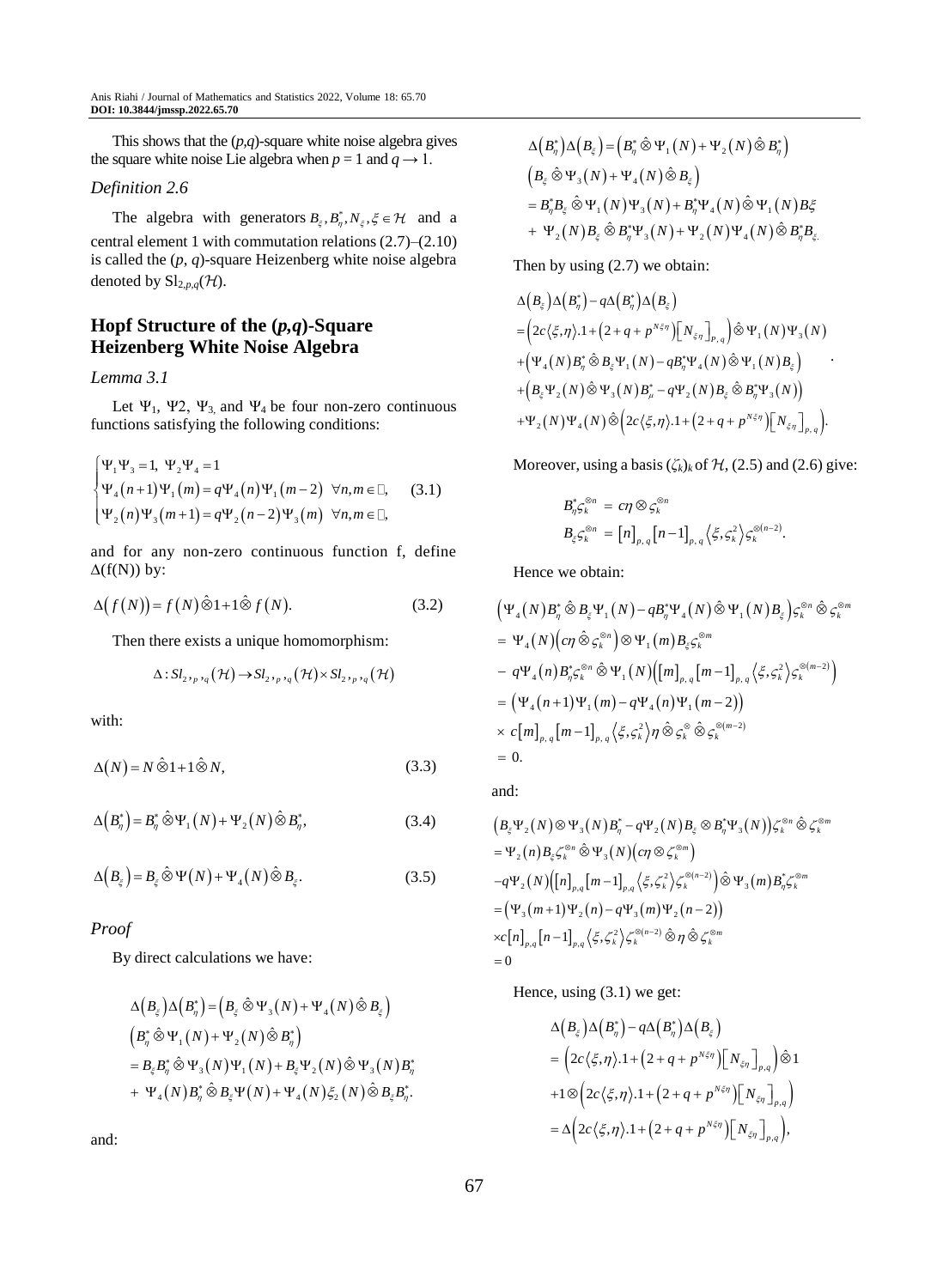This shows that the $(p,q)$-square white noise algebra gives the square white noise Lie algebra when $p = 1$ and $q \to 1$.

*Definition 2.6*

The algebra with generators $B_\xi, B^*_\eta, N_\xi, \xi \in \mathcal{H}$ and a central element 1 with commutation relations (2.7)–(2.10) is called the $(p, q)$-square Heizenberg white noise algebra denoted by $\mathrm{Sl}_{2,p,q}(\mathcal{H})$.

## Hopf Structure of the $(p,q)$-Square Heizenberg White Noise Algebra

*Lemma 3.1*

Let $\Psi_1$, $\Psi2$, $\Psi_3$ and $\Psi_4$ be four non-zero continuous functions satisfying the following conditions:

$$\begin{cases} \Psi_1\Psi_3 = 1, \; \Psi_2\Psi_4 = 1 \\ \Psi_4(n+1)\Psi_1(m) = q\Psi_4(n)\Psi_1(m-2) \;\; \forall n,m \in \mathbb{N}, \\ \Psi_2(n)\Psi_3(m+1) = q\Psi_2(n-2)\Psi_3(m) \;\; \forall n,m \in \mathbb{N}, \end{cases} \tag{3.1}$$

and for any non-zero continuous function f, define $\Delta(f(N))$ by:

$$\Delta(f(N)) = f(N)\hat{\otimes}1 + 1\hat{\otimes} f(N). \tag{3.2}$$

Then there exists a unique homomorphism:

$$\Delta : Sl_{2,p,q}(\mathcal{H}) \to Sl_{2,p,q}(\mathcal{H}) \times Sl_{2,p,q}(\mathcal{H})$$

with:

$$\Delta(N) = N\hat{\otimes}1 + 1\hat{\otimes}N, \tag{3.3}$$

$$\Delta(B^*_\eta) = B^*_\eta\hat{\otimes}\Psi_1(N) + \Psi_2(N)\hat{\otimes}B^*_\eta, \tag{3.4}$$

$$\Delta(B_\xi) = B_\xi\hat{\otimes}\Psi(N) + \Psi_4(N)\hat{\otimes}B_\xi. \tag{3.5}$$

*Proof*

By direct calculations we have:

$$\begin{aligned}
&\Delta(B_\xi)\Delta(B^*_\eta) = \left(B_\xi\hat{\otimes}\Psi_3(N) + \Psi_4(N)\hat{\otimes}B_\xi\right) \\
&\left(B^*_\eta\hat{\otimes}\Psi_1(N) + \Psi_2(N)\hat{\otimes}B^*_\eta\right) \\
&= B_\xi B^*_\eta\hat{\otimes}\Psi_3(N)\Psi_1(N) + B_\xi\Psi_2(N)\hat{\otimes}\Psi_3(N)B^*_\eta \\
&+ \Psi_4(N)B^*_\eta\hat{\otimes}B_\xi\Psi(N) + \Psi_4(N)\xi_2(N)\hat{\otimes}B_\xi B^*_\eta.
\end{aligned}$$

and:

$$\begin{aligned}
&\Delta(B^*_\eta)\Delta(B_\xi) = \left(B^*_\eta\hat{\otimes}\Psi_1(N) + \Psi_2(N)\hat{\otimes}B^*_\eta\right) \\
&\left(B_\xi\hat{\otimes}\Psi_3(N) + \Psi_4(N)\hat{\otimes}B_\xi\right) \\
&= B^*_\eta B_\xi\hat{\otimes}\Psi_1(N)\Psi_3(N) + B^*_\eta\Psi_4(N)\hat{\otimes}\Psi_1(N)B\xi \\
&+ \Psi_2(N)B_\xi\hat{\otimes}B^*_\eta\Psi_3(N) + \Psi_2(N)\Psi_4(N)\hat{\otimes}B^*_\eta B_\xi.
\end{aligned}$$

Then by using (2.7) we obtain:

$$\begin{aligned}
&\Delta(B_\xi)\Delta(B^*_\eta) - q\Delta(B^*_\eta)\Delta(B_\xi) \\
&= \left(2c\langle\xi,\eta\rangle.1 + \left(2+q+p^{N\xi\eta}\right)\left[N_{\xi\eta}\right]_{p,q}\right)\hat{\otimes}\Psi_1(N)\Psi_3(N) \\
&+ \left(\Psi_4(N)B^*_\eta\hat{\otimes}B_\xi\Psi_1(N) - qB^*_\eta\Psi_4(N)\hat{\otimes}\Psi_1(N)B_\xi\right) \\
&+ \left(B_\xi\Psi_2(N)\hat{\otimes}\Psi_3(N)B^*_\mu - q\Psi_2(N)B_\xi\hat{\otimes}B^*_\eta\Psi_3(N)\right) \\
&+ \Psi_2(N)\Psi_4(N)\hat{\otimes}\left(2c\langle\xi,\eta\rangle.1 + \left(2+q+p^{N\xi\eta}\right)\left[N_{\xi\eta}\right]_{p,q}\right).
\end{aligned}$$

Moreover, using a basis $(\zeta_k)_k$ of $\mathcal{H}$, (2.5) and (2.6) give:

$$\begin{aligned}
B^*_\eta\varsigma_k^{\otimes n} &= c\eta\otimes\varsigma_k^{\otimes n} \\
B_\xi\varsigma_k^{\otimes n} &= [n]_{p,q}[n-1]_{p,q}\left\langle\xi,\varsigma_k^2\right\rangle\varsigma_k^{\otimes(n-2)}.
\end{aligned}$$

Hence we obtain:

$$\begin{aligned}
&\left(\Psi_4(N)B^*_\eta\hat{\otimes}B_\xi\Psi_1(N) - qB^*_\eta\Psi_4(N)\hat{\otimes}\Psi_1(N)B_\xi\right)\varsigma_k^{\otimes n}\hat{\otimes}\varsigma_k^{\otimes m} \\
&= \Psi_4(N)\left(c\eta\hat{\otimes}\varsigma_k^{\otimes n}\right)\otimes\Psi_1(m)B_\xi\varsigma_k^{\otimes m} \\
&- q\Psi_4(n)B^*_\eta\varsigma_k^{\otimes n}\hat{\otimes}\Psi_1(N)\left([m]_{p,q}[m-1]_{p,q}\left\langle\xi,\varsigma_k^2\right\rangle\varsigma_k^{\otimes(m-2)}\right) \\
&= \left(\Psi_4(n+1)\Psi_1(m) - q\Psi_4(n)\Psi_1(m-2)\right) \\
&\times c[m]_{p,q}[m-1]_{p,q}\left\langle\xi,\varsigma_k^2\right\rangle\eta\hat{\otimes}\varsigma_k^{\otimes}\hat{\otimes}\varsigma_k^{\otimes(m-2)} \\
&= 0.
\end{aligned}$$

and:

$$\begin{aligned}
&\left(B_\xi\Psi_2(N)\otimes\Psi_3(N)B^*_\eta - q\Psi_2(N)B_\xi\otimes B^*_\eta\Psi_3(N)\right)\zeta_k^{\otimes n}\hat{\otimes}\zeta_k^{\otimes m} \\
&= \Psi_2(n)B_\xi\zeta_k^{\otimes n}\hat{\otimes}\Psi_3(N)\left(c\eta\otimes\zeta_k^{\otimes m}\right) \\
&-q\Psi_2(N)\left([n]_{p,q}[m-1]_{p,q}\left\langle\xi,\zeta_k^2\right\rangle\zeta_k^{\otimes(n-2)}\right)\hat{\otimes}\Psi_3(m)B^*_\eta\zeta_k^{\otimes m} \\
&= \left(\Psi_3(m+1)\Psi_2(n) - q\Psi_3(m)\Psi_2(n-2)\right) \\
&\times c[n]_{p,q}[n-1]_{p,q}\left\langle\xi,\zeta_k^2\right\rangle\zeta_k^{\otimes(n-2)}\hat{\otimes}\eta\hat{\otimes}\zeta_k^{\otimes m} \\
&= 0
\end{aligned}$$

Hence, using (3.1) we get:

$$\begin{aligned}
&\Delta(B_\xi)\Delta(B^*_\eta) - q\Delta(B^*_\eta)\Delta(B_\xi) \\
&= \left(2c\langle\xi,\eta\rangle.1 + \left(2+q+p^{N\xi\eta}\right)\left[N_{\xi\eta}\right]_{p,q}\right)\hat{\otimes}1 \\
&+ 1\otimes\left(2c\langle\xi,\eta\rangle.1 + \left(2+q+p^{N\xi\eta}\right)\left[N_{\xi\eta}\right]_{p,q}\right) \\
&= \Delta\left(2c\langle\xi,\eta\rangle.1 + \left(2+q+p^{N\xi\eta}\right)\left[N_{\xi\eta}\right]_{p,q}\right),
\end{aligned}$$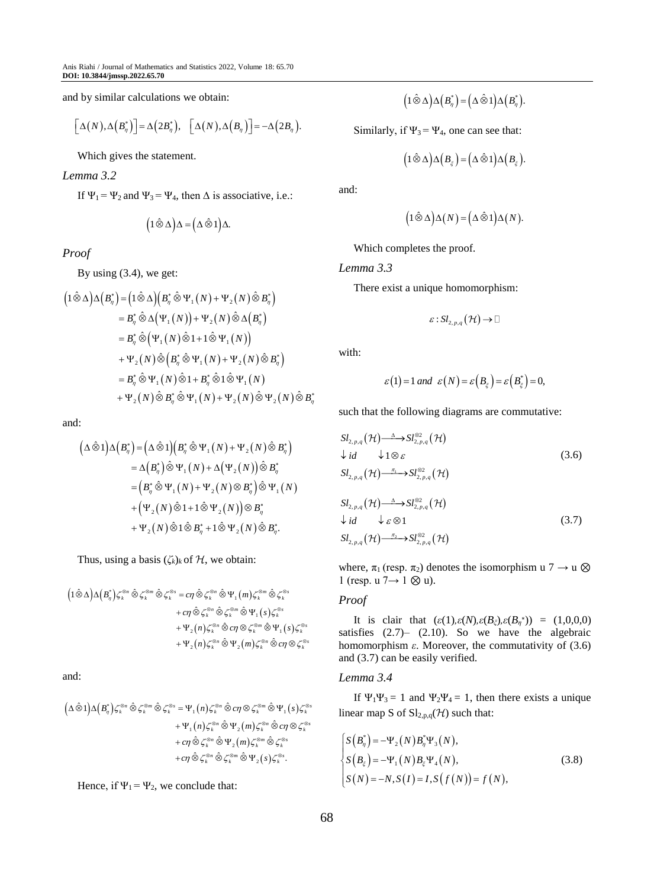and by similar calculations we obtain:

$$\left[\Delta(N),\Delta\left(B_\eta^*\right)\right]=\Delta\left(2B_\eta^*\right),\quad \left[\Delta(N),\Delta\left(B_\eta\right)\right]=-\Delta\left(2B_\eta\right).$$

Which gives the statement.

*Lemma 3.2*

If $\Psi_1 = \Psi_2$ and $\Psi_3 = \Psi_4$, then $\Delta$ is associative, i.e.:

$$\left(1\hat{\otimes}\Delta\right)\Delta=\left(\Delta\hat{\otimes}1\right)\Delta.$$

*Proof*

By using (3.4), we get:

$$\begin{aligned}
\left(1\hat{\otimes}\Delta\right)\Delta\left(B_\eta^*\right) &= \left(1\hat{\otimes}\Delta\right)\left(B_\eta^*\hat{\otimes}\Psi_1(N)+\Psi_2(N)\hat{\otimes}B_\eta^*\right)\\
&= B_\eta^*\hat{\otimes}\Delta\left(\Psi_1(N)\right)+\Psi_2(N)\hat{\otimes}\Delta\left(B_\eta^*\right)\\
&= B_\eta^*\hat{\otimes}\left(\Psi_1(N)\hat{\otimes}1+1\hat{\otimes}\Psi_1(N)\right)\\
&\quad+\Psi_2(N)\hat{\otimes}\left(B_\eta^*\hat{\otimes}\Psi_1(N)+\Psi_2(N)\hat{\otimes}B_\eta^*\right)\\
&= B_\eta^*\hat{\otimes}\Psi_1(N)\hat{\otimes}1+B_\eta^*\hat{\otimes}1\hat{\otimes}\Psi_1(N)\\
&\quad+\Psi_2(N)\hat{\otimes}B_\eta^*\hat{\otimes}\Psi_1(N)+\Psi_2(N)\hat{\otimes}\Psi_2(N)\hat{\otimes}B_\eta^*
\end{aligned}$$

and:

$$\begin{aligned}
\left(\Delta\hat{\otimes}1\right)\Delta\left(B_\eta^*\right) &= \left(\Delta\hat{\otimes}1\right)\left(B_\eta^*\hat{\otimes}\Psi_1(N)+\Psi_2(N)\hat{\otimes}B_\eta^*\right)\\
&= \Delta\left(B_\eta^*\right)\hat{\otimes}\Psi_1(N)+\Delta\left(\Psi_2(N)\right)\hat{\otimes}B_\eta^*\\
&= \left(B_\eta^*\hat{\otimes}\Psi_1(N)+\Psi_2(N)\otimes B_\eta^*\right)\hat{\otimes}\Psi_1(N)\\
&\quad+\left(\Psi_2(N)\hat{\otimes}1+1\hat{\otimes}\Psi_2(N)\right)\otimes B_\eta^*\\
&\quad+\Psi_2(N)\hat{\otimes}1\hat{\otimes}B_\eta^*+1\hat{\otimes}\Psi_2(N)\hat{\otimes}B_\eta^*.
\end{aligned}$$

Thus, using a basis $(\zeta_k)_k$ of $\mathcal{H}$, we obtain:

$$\begin{aligned}
\left(1\hat{\otimes}\Delta\right)\Delta\left(B_\eta^*\right)\zeta_k^{\otimes n}\hat{\otimes}\zeta_k^{\otimes m}\hat{\otimes}\zeta_k^{\otimes s} &= c\eta\hat{\otimes}\zeta_k^{\otimes n}\hat{\otimes}\Psi_1(m)\zeta_k^{\otimes m}\hat{\otimes}\zeta_k^{\otimes s}\\
&\quad+c\eta\hat{\otimes}\zeta_k^{\otimes n}\hat{\otimes}\zeta_k^{\otimes m}\hat{\otimes}\Psi_1(s)\zeta_k^{\otimes s}\\
&\quad+\Psi_2(n)\zeta_k^{\otimes n}\hat{\otimes}c\eta\otimes\zeta_k^{\otimes m}\hat{\otimes}\Psi_1(s)\zeta_k^{\otimes s}\\
&\quad+\Psi_2(n)\zeta_k^{\otimes n}\hat{\otimes}\Psi_2(m)\zeta_k^{\otimes n}\hat{\otimes}c\eta\otimes\zeta_k^{\otimes s}
\end{aligned}$$

and:

$$\begin{aligned}
\left(\Delta\hat{\otimes}1\right)\Delta\left(B_\eta^*\right)\zeta_k^{\otimes n}\hat{\otimes}\zeta_k^{\otimes m}\hat{\otimes}\zeta_k^{\otimes s} &= \Psi_1(n)\zeta_k^{\otimes n}\hat{\otimes}c\eta\otimes\zeta_k^{\otimes m}\hat{\otimes}\Psi_1(s)\zeta_k^{\otimes s}\\
&\quad+\Psi_1(n)\zeta_k^{\otimes n}\hat{\otimes}\Psi_2(m)\zeta_k^{\otimes n}\hat{\otimes}c\eta\otimes\zeta_k^{\otimes s}\\
&\quad+c\eta\hat{\otimes}\zeta_k^{\otimes n}\hat{\otimes}\Psi_2(m)\zeta_k^{\otimes m}\hat{\otimes}\zeta_k^{\otimes s}\\
&\quad+c\eta\hat{\otimes}\zeta_k^{\otimes n}\hat{\otimes}\zeta_k^{\otimes m}\hat{\otimes}\Psi_2(s)\zeta_k^{\otimes s}.
\end{aligned}$$

Hence, if $\Psi_1 = \Psi_2$, we conclude that:

$$\left(1\hat{\otimes}\Delta\right)\Delta\left(B_\eta^*\right)=\left(\Delta\hat{\otimes}1\right)\Delta\left(B_\eta^*\right).$$

Similarly, if $\Psi_3 = \Psi_4$, one can see that:

$$\left(1\hat{\otimes}\Delta\right)\Delta\left(B_\xi\right)=\left(\Delta\hat{\otimes}1\right)\Delta\left(B_\xi\right).$$

and:

$$\left(1\hat{\otimes}\Delta\right)\Delta(N)=\left(\Delta\hat{\otimes}1\right)\Delta(N).$$

Which completes the proof.

*Lemma 3.3*

There exist a unique homomorphism:

$$\varepsilon: Sl_{2,p,q}(\mathcal{H})\rightarrow \mathbb{C}$$

with:

$$\varepsilon(1)=1\ and\ \ \varepsilon(N)=\varepsilon\left(B_\xi\right)=\varepsilon\left(B_\xi^*\right)=0,$$

such that the following diagrams are commutative:

$$\begin{array}{ll}
Sl_{2,p,q}(\mathcal{H})\xrightarrow{\ \Delta\ } Sl_{2,p,q}^{\otimes 2}(\mathcal{H}) & \\
\downarrow id \qquad\ \ \downarrow 1\otimes\varepsilon & \qquad (3.6)\\
Sl_{2,p,q}(\mathcal{H})\xrightarrow{\ \pi_1\ } Sl_{2,p,q}^{\otimes 2}(\mathcal{H}) &
\end{array}$$

$$\begin{array}{ll}
Sl_{2,p,q}(\mathcal{H})\xrightarrow{\ \Delta\ } Sl_{2,p,q}^{\otimes 2}(\mathcal{H}) & \\
\downarrow id \qquad\ \ \downarrow \varepsilon\otimes 1 & \qquad (3.7)\\
Sl_{2,p,q}(\mathcal{H})\xrightarrow{\ \pi_2\ } Sl_{2,p,q}^{\otimes 2}(\mathcal{H}) &
\end{array}$$

where, $\pi_1$ (resp. $\pi_2$) denotes the isomorphism u 7 → u ⊗ 1 (resp. u 7→ 1 ⊗ u).

*Proof*

It is clair that $(\varepsilon(1),\varepsilon(N),\varepsilon(B_\xi),\varepsilon(B_\eta^*)) = (1,0,0,0)$ satisfies (2.7)– (2.10). So we have the algebraic homomorphism $\varepsilon$. Moreover, the commutativity of (3.6) and (3.7) can be easily verified.

*Lemma 3.4*

If $\Psi_1\Psi_3 = 1$ and $\Psi_2\Psi_4 = 1$, then there exists a unique linear map S of $Sl_{2,p,q}(\mathcal{H})$ such that:

$$\begin{cases}
S\left(B_\eta^*\right)=-\Psi_2(N)B_\eta^*\Psi_3(N),\\
S\left(B_\xi\right)=-\Psi_1(N)B_\xi\Psi_4(N),\\
S(N)=-N, S(I)=I, S\left(f(N)\right)=f(N),
\end{cases}\qquad (3.8)$$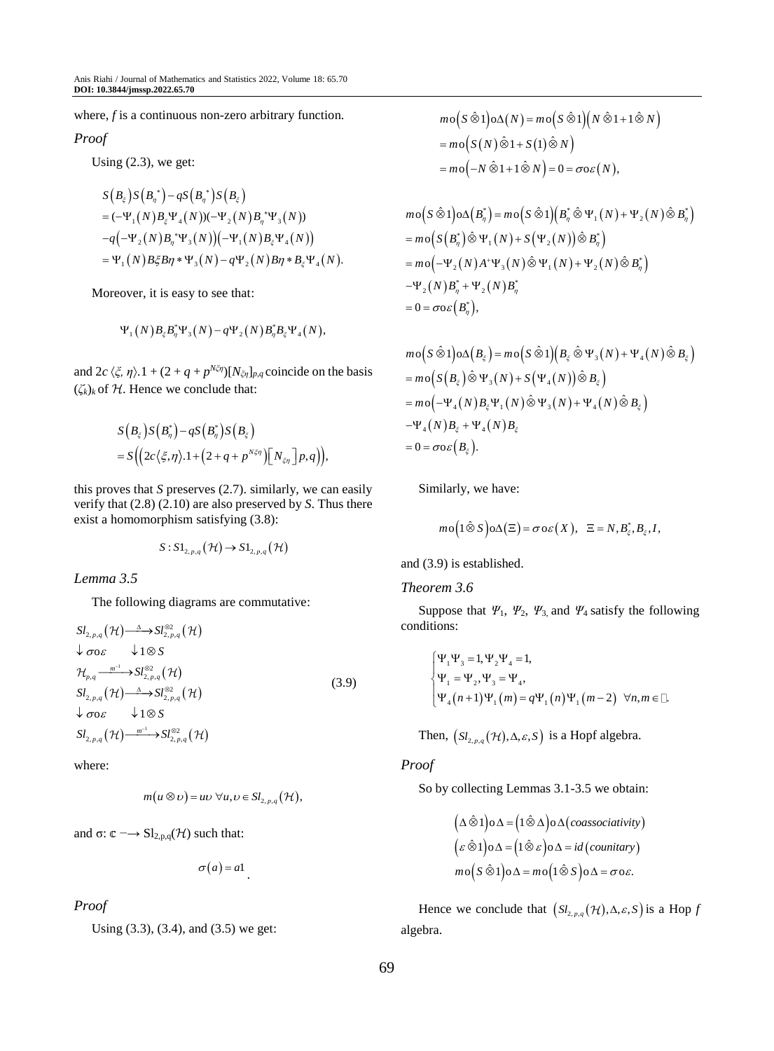where, $f$ is a continuous non-zero arbitrary function.

*Proof*

Using (2.3), we get:

$$
\begin{aligned}
&S(B_\xi)S(B_\eta^*) - qS(B_\eta^*)S(B_\xi) \\
&= (-\Psi_1(N)B_\xi\Psi_4(N))(-\Psi_2(N)B_\eta^*\Psi_3(N)) \\
&-q(-\Psi_2(N)B_\eta^*\Psi_3(N))(-\Psi_1(N)B_\xi\Psi_4(N)) \\
&= \Psi_1(N)B\xi B\eta * \Psi_3(N) - q\Psi_2(N)B\eta * B_\xi\Psi_4(N).
\end{aligned}
$$

Moreover, it is easy to see that:

$$
\Psi_1(N)B_\xi B_\eta^*\Psi_3(N) - q\Psi_2(N)B_\eta^*B_\xi\Psi_4(N),
$$

and $2c\langle\xi,\eta\rangle.1 + (2 + q + p^{N\xi\eta})[N_{\xi\eta}]_{p,q}$ coincide on the basis $(\zeta_k)_k$ of $\mathcal{H}$. Hence we conclude that:

$$
\begin{aligned}
&S(B_\xi)S(B_\eta^*) - qS(B_\eta^*)S(B_\xi) \\
&= S\left(\left(2c\langle\xi,\eta\rangle.1 + \left(2+q+p^{N\xi\eta}\right)\left[N_{\xi\eta}\right]p,q\right)\right),
\end{aligned}
$$

this proves that $S$ preserves (2.7). similarly, we can easily verify that (2.8) (2.10) are also preserved by $S$. Thus there exist a homomorphism satisfying (3.8):

$$
S : S1_{2,p,q}(\mathcal{H}) \to S1_{2,p,q}(\mathcal{H})
$$

*Lemma 3.5*

The following diagrams are commutative:

$$
\begin{array}{ll}
Sl_{2,p,q}(\mathcal{H}) \xrightarrow{\Delta} Sl_{2,p,q}^{\otimes 2}(\mathcal{H}) & \\
\downarrow \sigma o\varepsilon \qquad \downarrow 1\otimes S & \\
\mathcal{H}_{p,q} \xrightarrow{m^{-1}} Sl_{2,p,q}^{\otimes 2}(\mathcal{H}) & \\
Sl_{2,p,q}(\mathcal{H}) \xrightarrow{\Delta} Sl_{2,p,q}^{\otimes 2}(\mathcal{H}) & (3.9) \\
\downarrow \sigma o\varepsilon \qquad \downarrow 1\otimes S & \\
Sl_{2,p,q}(\mathcal{H}) \xrightarrow{m^{-1}} Sl_{2,p,q}^{\otimes 2}(\mathcal{H}) &
\end{array}
$$

where:

$$
m(u\otimes \upsilon) = u\upsilon \ \forall u,\upsilon \in Sl_{2,p,q}(\mathcal{H}),
$$

and $\sigma: \mathbb{C} \longrightarrow \mathrm{Sl}_{2,p,q}(\mathcal{H})$ such that:

$$
\sigma(a) = a1.
$$

*Proof*

Using (3.3), (3.4), and (3.5) we get:

$$
\begin{aligned}
&m o\left(S\hat{\otimes}1\right)o\Delta(N) = m o\left(S\hat{\otimes}1\right)\left(N\hat{\otimes}1 + 1\hat{\otimes}N\right) \\
&= m o\left(S(N)\hat{\otimes}1 + S(1)\hat{\otimes}N\right) \\
&= m o\left(-N\hat{\otimes}1 + 1\hat{\otimes}N\right) = 0 = \sigma o\varepsilon(N),
\end{aligned}
$$

$$
\begin{aligned}
&m o\left(S\hat{\otimes}1\right)o\Delta\left(B_\eta^*\right) = m o\left(S\hat{\otimes}1\right)\left(B_\eta^*\hat{\otimes}\Psi_1(N) + \Psi_2(N)\hat{\otimes}B_\eta^*\right) \\
&= m o\left(S\left(B_\eta^*\right)\hat{\otimes}\Psi_1(N) + S\left(\Psi_2(N)\right)\hat{\otimes}B_\eta^*\right) \\
&= m o\left(-\Psi_2(N)A^+\Psi_3(N)\hat{\otimes}\Psi_1(N) + \Psi_2(N)\hat{\otimes}B_\eta^*\right) \\
&-\Psi_2(N)B_\eta^* + \Psi_2(N)B_\eta^* \\
&= 0 = \sigma o\varepsilon\left(B_\eta^*\right),
\end{aligned}
$$

$$
\begin{aligned}
&m o\left(S\hat{\otimes}1\right)o\Delta\left(B_\xi\right) = m o\left(S\hat{\otimes}1\right)\left(B_\xi\hat{\otimes}\Psi_3(N) + \Psi_4(N)\hat{\otimes}B_\xi\right) \\
&= m o\left(S\left(B_\xi\right)\hat{\otimes}\Psi_3(N) + S\left(\Psi_4(N)\right)\hat{\otimes}B_\xi\right) \\
&= m o\left(-\Psi_4(N)B_\xi\Psi_1(N)\hat{\otimes}\Psi_3(N) + \Psi_4(N)\hat{\otimes}B_\xi\right) \\
&-\Psi_4(N)B_\xi + \Psi_4(N)B_\xi \\
&= 0 = \sigma o\varepsilon\left(B_\xi\right).
\end{aligned}
$$

Similarly, we have:

$$
m o\left(1\hat{\otimes}S\right)o\Delta(\Xi) = \sigma o\varepsilon(X), \quad \Xi = N, B_\xi^*, B_\xi, I,
$$

and (3.9) is established.

*Theorem 3.6*

Suppose that $\Psi_1$, $\Psi_2$, $\Psi_3$ and $\Psi_4$ satisfy the following conditions:

$$
\begin{cases}
\Psi_1\Psi_3 = 1, \Psi_2\Psi_4 = 1, \\
\Psi_1 = \Psi_2, \Psi_3 = \Psi_4, \\
\Psi_4(n+1)\Psi_1(m) = q\Psi_1(n)\Psi_1(m-2) \ \ \forall n,m \in \mathbb{N}.
\end{cases}
$$

Then, $\left(Sl_{2,p,q}(\mathcal{H}),\Delta,\varepsilon,S\right)$ is a Hopf algebra.

*Proof*

So by collecting Lemmas 3.1-3.5 we obtain:

$$
\begin{aligned}
&\left(\Delta\hat{\otimes}1\right)o\Delta = \left(1\hat{\otimes}\Delta\right)o\Delta(coassociativity) \\
&\left(\varepsilon\hat{\otimes}1\right)o\Delta = \left(1\hat{\otimes}\varepsilon\right)o\Delta = id\,(counitary) \\
&m o\left(S\hat{\otimes}1\right)o\Delta = m o\left(1\hat{\otimes}S\right)o\Delta = \sigma o\varepsilon.
\end{aligned}
$$

Hence we conclude that $\left(Sl_{2,p,q}(\mathcal{H}),\Delta,\varepsilon,S\right)$ is a Hop f algebra.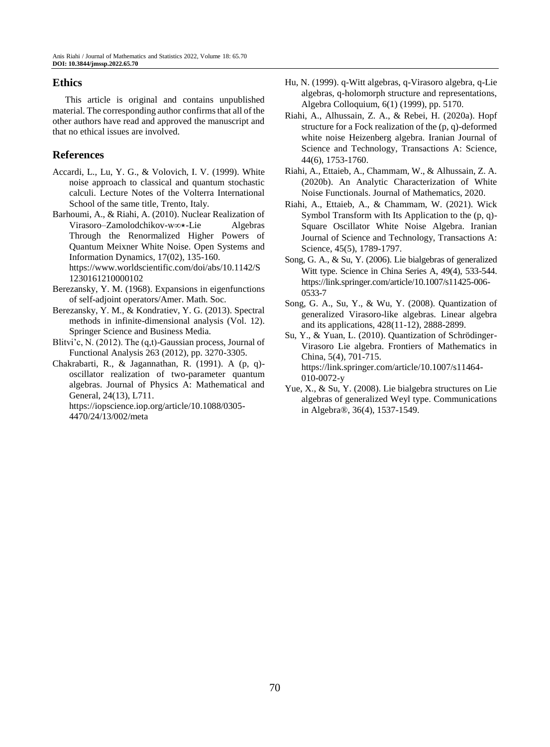## Ethics

This article is original and contains unpublished material. The corresponding author confirms that all of the other authors have read and approved the manuscript and that no ethical issues are involved.

## References

Accardi, L., Lu, Y. G., & Volovich, I. V. (1999). White noise approach to classical and quantum stochastic calculi. Lecture Notes of the Volterra International School of the same title, Trento, Italy.

Barhoumi, A., & Riahi, A. (2010). Nuclear Realization of Virasoro–Zamolodchikov-w∞*-Lie Algebras Through the Renormalized Higher Powers of Quantum Meixner White Noise. Open Systems and Information Dynamics, 17(02), 135-160. https://www.worldscientific.com/doi/abs/10.1142/S1230161210000102

Berezansky, Y. M. (1968). Expansions in eigenfunctions of self-adjoint operators/Amer. Math. Soc.

Berezansky, Y. M., & Kondratiev, Y. G. (2013). Spectral methods in infinite-dimensional analysis (Vol. 12). Springer Science and Business Media.

Blitvi'c, N. (2012). The (q,t)-Gaussian process, Journal of Functional Analysis 263 (2012), pp. 3270-3305.

Chakrabarti, R., & Jagannathan, R. (1991). A (p, q)-oscillator realization of two-parameter quantum algebras. Journal of Physics A: Mathematical and General, 24(13), L711. https://iopscience.iop.org/article/10.1088/0305-4470/24/13/002/meta

Hu, N. (1999). q-Witt algebras, q-Virasoro algebra, q-Lie algebras, q-holomorph structure and representations, Algebra Colloquium, 6(1) (1999), pp. 5170.

Riahi, A., Alhussain, Z. A., & Rebei, H. (2020a). Hopf structure for a Fock realization of the (p, q)-deformed white noise Heizenberg algebra. Iranian Journal of Science and Technology, Transactions A: Science, 44(6), 1753-1760.

Riahi, A., Ettaieb, A., Chammam, W., & Alhussain, Z. A. (2020b). An Analytic Characterization of White Noise Functionals. Journal of Mathematics, 2020.

Riahi, A., Ettaieb, A., & Chammam, W. (2021). Wick Symbol Transform with Its Application to the (p, q)-Square Oscillator White Noise Algebra. Iranian Journal of Science and Technology, Transactions A: Science, 45(5), 1789-1797.

Song, G. A., & Su, Y. (2006). Lie bialgebras of generalized Witt type. Science in China Series A, 49(4), 533-544. https://link.springer.com/article/10.1007/s11425-006-0533-7

Song, G. A., Su, Y., & Wu, Y. (2008). Quantization of generalized Virasoro-like algebras. Linear algebra and its applications, 428(11-12), 2888-2899.

Su, Y., & Yuan, L. (2010). Quantization of Schrödinger-Virasoro Lie algebra. Frontiers of Mathematics in China, 5(4), 701-715. https://link.springer.com/article/10.1007/s11464-010-0072-y

Yue, X., & Su, Y. (2008). Lie bialgebra structures on Lie algebras of generalized Weyl type. Communications in Algebra®, 36(4), 1537-1549.